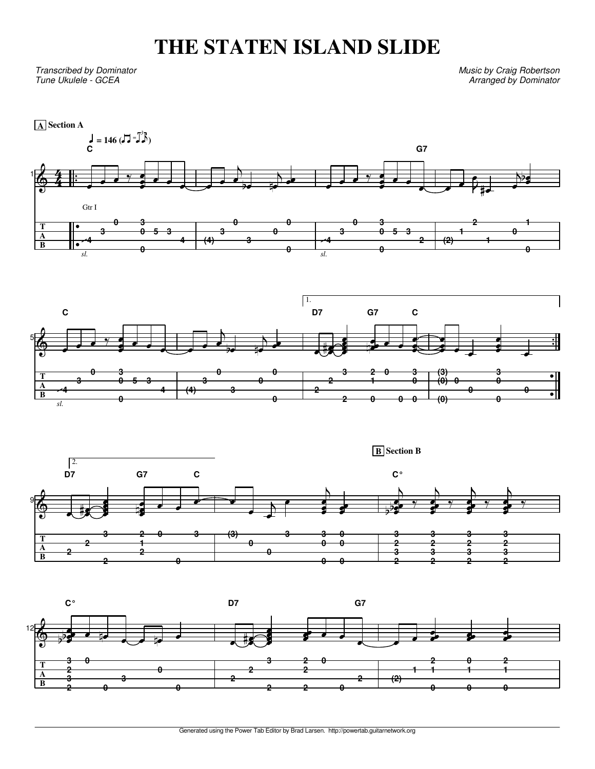# THE STATEN ISLAND SLIDE

*Transcribed by Dominator*
*Tune Ukulele - GCEA*

*Music by Craig Robertson*
*Arranged by Dominator*

**A** Section A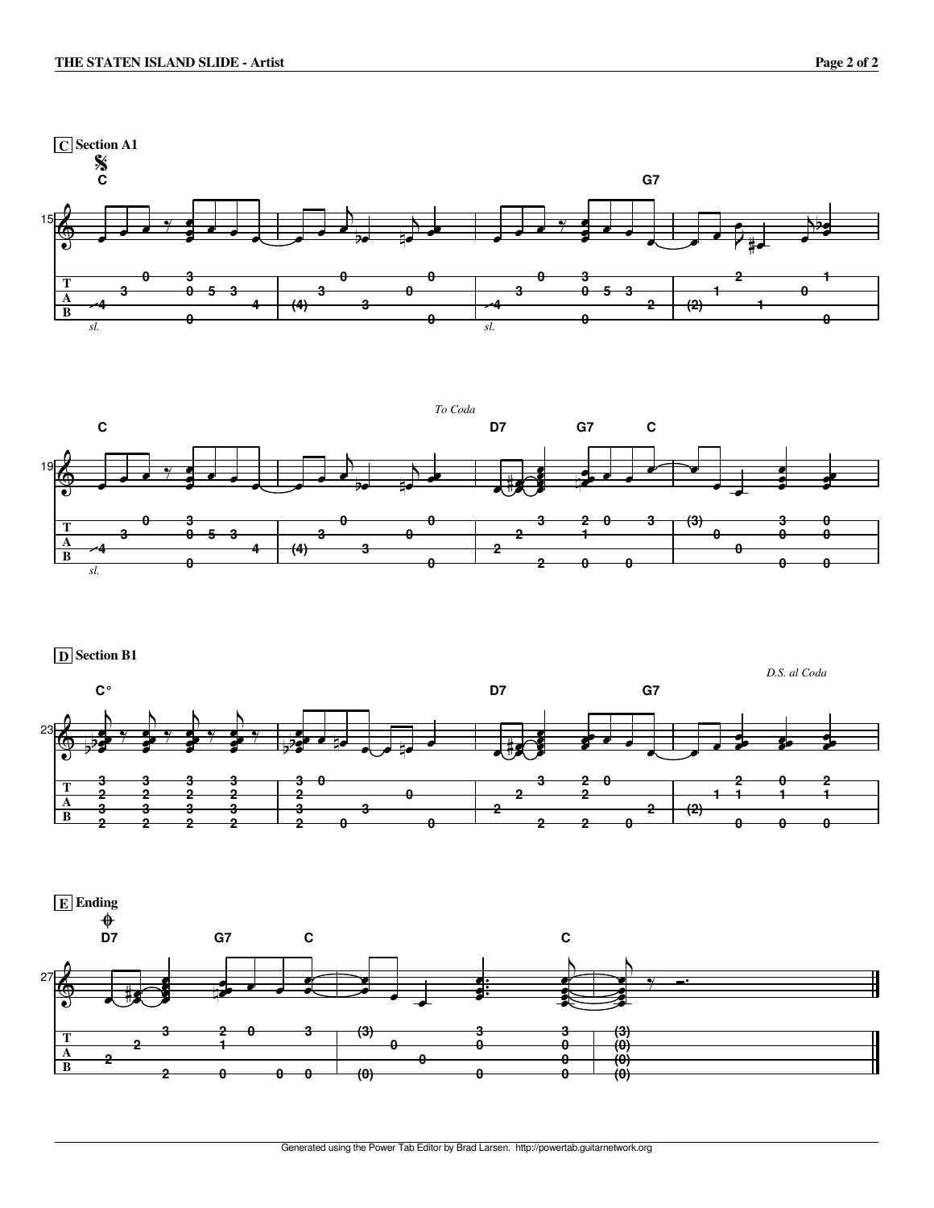**C** Section A1

C G7

sl. sl.

C *To Coda* D7 G7 C

sl.

**D** Section B1

*D.S. al Coda*

C° D7 G7

**E** Ending

D7 G7 C C

Generated using the Power Tab Editor by Brad Larsen. http://powertab.guitarnetwork.org